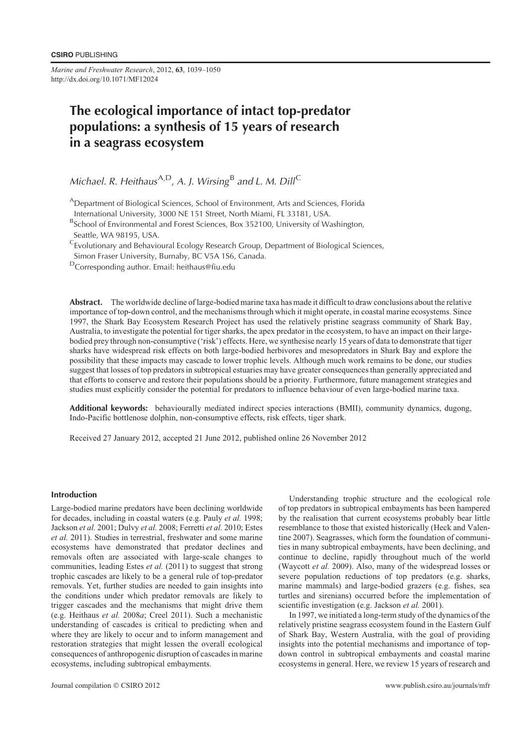CSIRO PUBLISHING

*Marine and Freshwater Research*, 2012, **63**, 1039–1050
http://dx.doi.org/10.1071/MF12024

# The ecological importance of intact top-predator populations: a synthesis of 15 years of research in a seagrass ecosystem

*Michael. R. Heithaus*[A,D], *A. J. Wirsing*[B] *and L. M. Dill*[C]

[A]Department of Biological Sciences, School of Environment, Arts and Sciences, Florida International University, 3000 NE 151 Street, North Miami, FL 33181, USA.
[B]School of Environmental and Forest Sciences, Box 352100, University of Washington, Seattle, WA 98195, USA.
[C]Evolutionary and Behavioural Ecology Research Group, Department of Biological Sciences, Simon Fraser University, Burnaby, BC V5A 1S6, Canada.
[D]Corresponding author. Email: heithaus@fiu.edu

**Abstract.** The worldwide decline of large-bodied marine taxa has made it difficult to draw conclusions about the relative importance of top-down control, and the mechanisms through which it might operate, in coastal marine ecosystems. Since 1997, the Shark Bay Ecosystem Research Project has used the relatively pristine seagrass community of Shark Bay, Australia, to investigate the potential for tiger sharks, the apex predator in the ecosystem, to have an impact on their large-bodied prey through non-consumptive ('risk') effects. Here, we synthesise nearly 15 years of data to demonstrate that tiger sharks have widespread risk effects on both large-bodied herbivores and mesopredators in Shark Bay and explore the possibility that these impacts may cascade to lower trophic levels. Although much work remains to be done, our studies suggest that losses of top predators in subtropical estuaries may have greater consequences than generally appreciated and that efforts to conserve and restore their populations should be a priority. Furthermore, future management strategies and studies must explicitly consider the potential for predators to influence behaviour of even large-bodied marine taxa.

**Additional keywords:** behaviourally mediated indirect species interactions (BMII), community dynamics, dugong, Indo-Pacific bottlenose dolphin, non-consumptive effects, risk effects, tiger shark.

Received 27 January 2012, accepted 21 June 2012, published online 26 November 2012

## Introduction

Large-bodied marine predators have been declining worldwide for decades, including in coastal waters (e.g. Pauly *et al.* 1998; Jackson *et al.* 2001; Dulvy *et al.* 2008; Ferretti *et al.* 2010; Estes *et al.* 2011). Studies in terrestrial, freshwater and some marine ecosystems have demonstrated that predator declines and removals often are associated with large-scale changes to communities, leading Estes *et al.* (2011) to suggest that strong trophic cascades are likely to be a general rule of top-predator removals. Yet, further studies are needed to gain insights into the conditions under which predator removals are likely to trigger cascades and the mechanisms that might drive them (e.g. Heithaus *et al.* 2008*a*; Creel 2011). Such a mechanistic understanding of cascades is critical to predicting when and where they are likely to occur and to inform management and restoration strategies that might lessen the overall ecological consequences of anthropogenic disruption of cascades in marine ecosystems, including subtropical embayments.

Understanding trophic structure and the ecological role of top predators in subtropical embayments has been hampered by the realisation that current ecosystems probably bear little resemblance to those that existed historically (Heck and Valentine 2007). Seagrasses, which form the foundation of communities in many subtropical embayments, have been declining, and continue to decline, rapidly throughout much of the world (Waycott *et al.* 2009). Also, many of the widespread losses or severe population reductions of top predators (e.g. sharks, marine mammals) and large-bodied grazers (e.g. fishes, sea turtles and sirenians) occurred before the implementation of scientific investigation (e.g. Jackson *et al.* 2001).

In 1997, we initiated a long-term study of the dynamics of the relatively pristine seagrass ecosystem found in the Eastern Gulf of Shark Bay, Western Australia, with the goal of providing insights into the potential mechanisms and importance of top-down control in subtropical embayments and coastal marine ecosystems in general. Here, we review 15 years of research and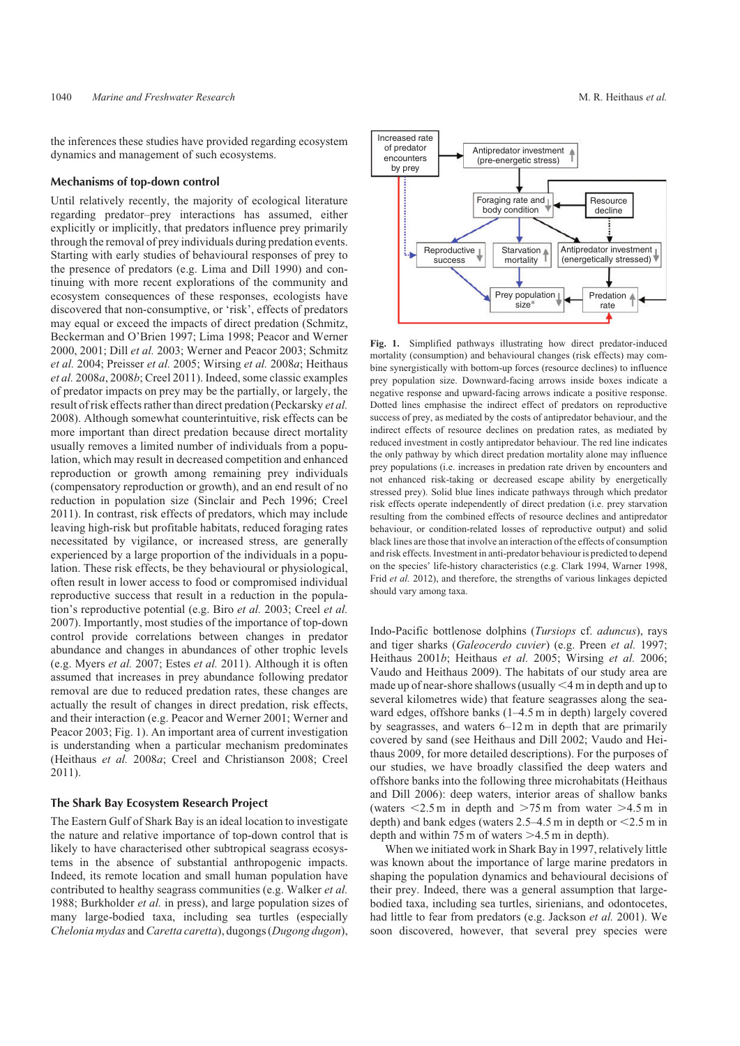the inferences these studies have provided regarding ecosystem dynamics and management of such ecosystems.

## Mechanisms of top-down control

Until relatively recently, the majority of ecological literature regarding predator–prey interactions has assumed, either explicitly or implicitly, that predators influence prey primarily through the removal of prey individuals during predation events. Starting with early studies of behavioural responses of prey to the presence of predators (e.g. Lima and Dill 1990) and continuing with more recent explorations of the community and ecosystem consequences of these responses, ecologists have discovered that non-consumptive, or 'risk', effects of predators may equal or exceed the impacts of direct predation (Schmitz, Beckerman and O'Brien 1997; Lima 1998; Peacor and Werner 2000, 2001; Dill *et al.* 2003; Werner and Peacor 2003; Schmitz *et al.* 2004; Preisser *et al.* 2005; Wirsing *et al.* 2008*a*; Heithaus *et al.* 2008*a*, 2008*b*; Creel 2011). Indeed, some classic examples of predator impacts on prey may be the partially, or largely, the result of risk effects rather than direct predation (Peckarsky *et al.* 2008). Although somewhat counterintuitive, risk effects can be more important than direct predation because direct mortality usually removes a limited number of individuals from a population, which may result in decreased competition and enhanced reproduction or growth among remaining prey individuals (compensatory reproduction or growth), and an end result of no reduction in population size (Sinclair and Pech 1996; Creel 2011). In contrast, risk effects of predators, which may include leaving high-risk but profitable habitats, reduced foraging rates necessitated by vigilance, or increased stress, are generally experienced by a large proportion of the individuals in a population. These risk effects, be they behavioural or physiological, often result in lower access to food or compromised individual reproductive success that result in a reduction in the population's reproductive potential (e.g. Biro *et al.* 2003; Creel *et al.* 2007). Importantly, most studies of the importance of top-down control provide correlations between changes in predator abundance and changes in abundances of other trophic levels (e.g. Myers *et al.* 2007; Estes *et al.* 2011). Although it is often assumed that increases in prey abundance following predator removal are due to reduced predation rates, these changes are actually the result of changes in direct predation, risk effects, and their interaction (e.g. Peacor and Werner 2001; Werner and Peacor 2003; Fig. 1). An important area of current investigation is understanding when a particular mechanism predominates (Heithaus *et al.* 2008*a*; Creel and Christianson 2008; Creel 2011).

## The Shark Bay Ecosystem Research Project

The Eastern Gulf of Shark Bay is an ideal location to investigate the nature and relative importance of top-down control that is likely to have characterised other subtropical seagrass ecosystems in the absence of substantial anthropogenic impacts. Indeed, its remote location and small human population have contributed to healthy seagrass communities (e.g. Walker *et al.* 1988; Burkholder *et al.* in press), and large population sizes of many large-bodied taxa, including sea turtles (especially *Chelonia mydas* and *Caretta caretta*), dugongs (*Dugong dugon*), Indo-Pacific bottlenose dolphins (*Tursiops* cf. *aduncus*), rays and tiger sharks (*Galeocerdo cuvier*) (e.g. Preen *et al.* 1997; Heithaus 2001*b*; Heithaus *et al.* 2005; Wirsing *et al.* 2006; Vaudo and Heithaus 2009). The habitats of our study area are made up of near-shore shallows (usually <4 m in depth and up to several kilometres wide) that feature seagrasses along the seaward edges, offshore banks (1–4.5 m in depth) largely covered by seagrasses, and waters 6–12 m in depth that are primarily covered by sand (see Heithaus and Dill 2002; Vaudo and Heithaus 2009, for more detailed descriptions). For the purposes of our studies, we have broadly classified the deep waters and offshore banks into the following three microhabitats (Heithaus and Dill 2006): deep waters, interior areas of shallow banks (waters <2.5 m in depth and >75 m from water >4.5 m in depth) and bank edges (waters 2.5–4.5 m in depth or <2.5 m in depth and within 75 m of waters >4.5 m in depth).

When we initiated work in Shark Bay in 1997, relatively little was known about the importance of large marine predators in shaping the population dynamics and behavioural decisions of their prey. Indeed, there was a general assumption that large-bodied taxa, including sea turtles, sirenians, and odontocetes, had little to fear from predators (e.g. Jackson *et al.* 2001). We soon discovered, however, that several prey species were

**Fig. 1.** Simplified pathways illustrating how direct predator-induced mortality (consumption) and behavioural changes (risk effects) may combine synergistically with bottom-up forces (resource declines) to influence prey population size. Downward-facing arrows inside boxes indicate a negative response and upward-facing arrows indicate a positive response. Dotted lines emphasise the indirect effect of predators on reproductive success of prey, as mediated by the costs of antipredator behaviour, and the indirect effects of resource declines on predation rates, as mediated by reduced investment in costly antipredator behaviour. The red line indicates the only pathway by which direct predation mortality alone may influence prey populations (i.e. increases in predation rate driven by encounters and not enhanced risk-taking or decreased escape ability by energetically stressed prey). Solid blue lines indicate pathways through which predator risk effects operate independently of direct predation (i.e. prey starvation resulting from the combined effects of resource declines and antipredator behaviour, or condition-related losses of reproductive output) and solid black lines are those that involve an interaction of the effects of consumption and risk effects. Investment in anti-predator behaviour is predicted to depend on the species' life-history characteristics (e.g. Clark 1994, Warner 1998, Frid *et al.* 2012), and therefore, the strengths of various linkages depicted should vary among taxa.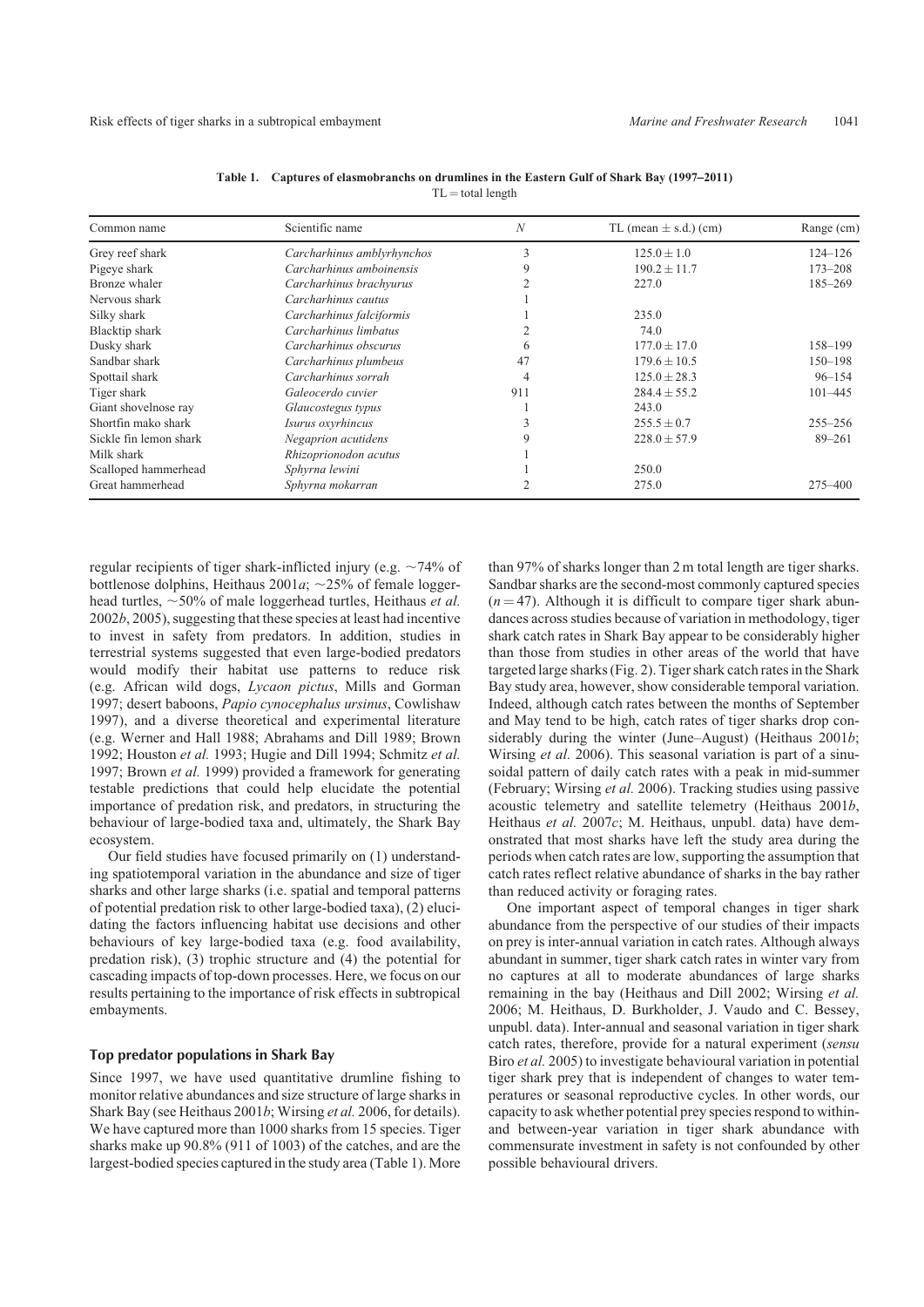**Table 1. Captures of elasmobranchs on drumlines in the Eastern Gulf of Shark Bay (1997–2011)**
TL = total length

| Common name | Scientific name | *N* | TL (mean ± s.d.) (cm) | Range (cm) |
|---|---|---|---|---|
| Grey reef shark | *Carcharhinus amblyrhynchos* | 3 | 125.0 ± 1.0 | 124–126 |
| Pigeye shark | *Carcharhinus amboinensis* | 9 | 190.2 ± 11.7 | 173–208 |
| Bronze whaler | *Carcharhinus brachyurus* | 2 | 227.0 | 185–269 |
| Nervous shark | *Carcharhinus cautus* | 1 | | |
| Silky shark | *Carcharhinus falciformis* | 1 | 235.0 | |
| Blacktip shark | *Carcharhinus limbatus* | 2 | 74.0 | |
| Dusky shark | *Carcharhinus obscurus* | 6 | 177.0 ± 17.0 | 158–199 |
| Sandbar shark | *Carcharhinus plumbeus* | 47 | 179.6 ± 10.5 | 150–198 |
| Spottail shark | *Carcharhinus sorrah* | 4 | 125.0 ± 28.3 | 96–154 |
| Tiger shark | *Galeocerdo cuvier* | 911 | 284.4 ± 55.2 | 101–445 |
| Giant shovelnose ray | *Glaucostegus typus* | 1 | 243.0 | |
| Shortfin mako shark | *Isurus oxyrhincus* | 3 | 255.5 ± 0.7 | 255–256 |
| Sickle fin lemon shark | *Negaprion acutidens* | 9 | 228.0 ± 57.9 | 89–261 |
| Milk shark | *Rhizoprionodon acutus* | 1 | | |
| Scalloped hammerhead | *Sphyrna lewini* | 1 | 250.0 | |
| Great hammerhead | *Sphyrna mokarran* | 2 | 275.0 | 275–400 |

regular recipients of tiger shark-inflicted injury (e.g. ~74% of bottlenose dolphins, Heithaus 2001*a*; ~25% of female loggerhead turtles, ~50% of male loggerhead turtles, Heithaus *et al.* 2002*b*, 2005), suggesting that these species at least had incentive to invest in safety from predators. In addition, studies in terrestrial systems suggested that even large-bodied predators would modify their habitat use patterns to reduce risk (e.g. African wild dogs, *Lycaon pictus*, Mills and Gorman 1997; desert baboons, *Papio cynocephalus ursinus*, Cowlishaw 1997), and a diverse theoretical and experimental literature (e.g. Werner and Hall 1988; Abrahams and Dill 1989; Brown 1992; Houston *et al.* 1993; Hugie and Dill 1994; Schmitz *et al.* 1997; Brown *et al.* 1999) provided a framework for generating testable predictions that could help elucidate the potential importance of predation risk, and predators, in structuring the behaviour of large-bodied taxa and, ultimately, the Shark Bay ecosystem.

Our field studies have focused primarily on (1) understanding spatiotemporal variation in the abundance and size of tiger sharks and other large sharks (i.e. spatial and temporal patterns of potential predation risk to other large-bodied taxa), (2) elucidating the factors influencing habitat use decisions and other behaviours of key large-bodied taxa (e.g. food availability, predation risk), (3) trophic structure and (4) the potential for cascading impacts of top-down processes. Here, we focus on our results pertaining to the importance of risk effects in subtropical embayments.

## Top predator populations in Shark Bay

Since 1997, we have used quantitative drumline fishing to monitor relative abundances and size structure of large sharks in Shark Bay (see Heithaus 2001*b*; Wirsing *et al.* 2006, for details). We have captured more than 1000 sharks from 15 species. Tiger sharks make up 90.8% (911 of 1003) of the catches, and are the largest-bodied species captured in the study area (Table 1). More than 97% of sharks longer than 2 m total length are tiger sharks. Sandbar sharks are the second-most commonly captured species ($n = 47$). Although it is difficult to compare tiger shark abundances across studies because of variation in methodology, tiger shark catch rates in Shark Bay appear to be considerably higher than those from studies in other areas of the world that have targeted large sharks (Fig. 2). Tiger shark catch rates in the Shark Bay study area, however, show considerable temporal variation. Indeed, although catch rates between the months of September and May tend to be high, catch rates of tiger sharks drop considerably during the winter (June–August) (Heithaus 2001*b*; Wirsing *et al.* 2006). This seasonal variation is part of a sinusoidal pattern of daily catch rates with a peak in mid-summer (February; Wirsing *et al.* 2006). Tracking studies using passive acoustic telemetry and satellite telemetry (Heithaus 2001*b*, Heithaus *et al.* 2007*c*; M. Heithaus, unpubl. data) have demonstrated that most sharks have left the study area during the periods when catch rates are low, supporting the assumption that catch rates reflect relative abundance of sharks in the bay rather than reduced activity or foraging rates.

One important aspect of temporal changes in tiger shark abundance from the perspective of our studies of their impacts on prey is inter-annual variation in catch rates. Although always abundant in summer, tiger shark catch rates in winter vary from no captures at all to moderate abundances of large sharks remaining in the bay (Heithaus and Dill 2002; Wirsing *et al.* 2006; M. Heithaus, D. Burkholder, J. Vaudo and C. Bessey, unpubl. data). Inter-annual and seasonal variation in tiger shark catch rates, therefore, provide for a natural experiment (*sensu* Biro *et al.* 2005) to investigate behavioural variation in potential tiger shark prey that is independent of changes to water temperatures or seasonal reproductive cycles. In other words, our capacity to ask whether potential prey species respond to within- and between-year variation in tiger shark abundance with commensurate investment in safety is not confounded by other possible behavioural drivers.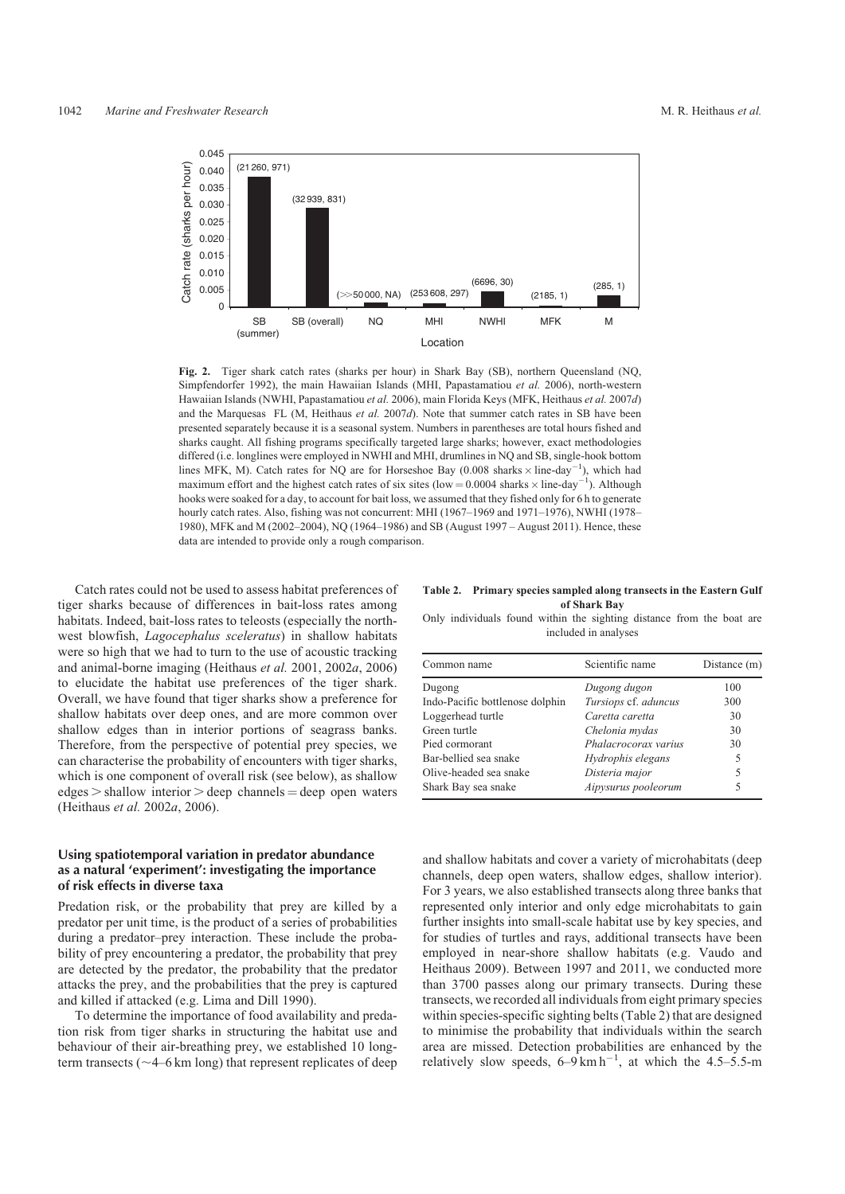**Fig. 2.** Tiger shark catch rates (sharks per hour) in Shark Bay (SB), northern Queensland (NQ, Simpfendorfer 1992), the main Hawaiian Islands (MHI, Papastamatiou *et al.* 2006), north-western Hawaiian Islands (NWHI, Papastamatiou *et al.* 2006), main Florida Keys (MFK, Heithaus *et al.* 2007*d*) and the Marquesas FL (M, Heithaus *et al.* 2007*d*). Note that summer catch rates in SB have been presented separately because it is a seasonal system. Numbers in parentheses are total hours fished and sharks caught. All fishing programs specifically targeted large sharks; however, exact methodologies differed (i.e. longlines were employed in NWHI and MHI, drumlines in NQ and SB, single-hook bottom lines MFK, M). Catch rates for NQ are for Horseshoe Bay (0.008 sharks $\times$ line-day$^{-1}$), which had maximum effort and the highest catch rates of six sites (low = 0.0004 sharks $\times$ line-day$^{-1}$). Although hooks were soaked for a day, to account for bait loss, we assumed that they fished only for 6 h to generate hourly catch rates. Also, fishing was not concurrent: MHI (1967–1969 and 1971–1976), NWHI (1978–1980), MFK and M (2002–2004), NQ (1964–1986) and SB (August 1997 – August 2011). Hence, these data are intended to provide only a rough comparison.

Catch rates could not be used to assess habitat preferences of tiger sharks because of differences in bait-loss rates among habitats. Indeed, bait-loss rates to teleosts (especially the northwest blowfish, *Lagocephalus sceleratus*) in shallow habitats were so high that we had to turn to the use of acoustic tracking and animal-borne imaging (Heithaus *et al.* 2001, 2002*a*, 2006) to elucidate the habitat use preferences of the tiger shark. Overall, we have found that tiger sharks show a preference for shallow habitats over deep ones, and are more common over shallow edges than in interior portions of seagrass banks. Therefore, from the perspective of potential prey species, we can characterise the probability of encounters with tiger sharks, which is one component of overall risk (see below), as shallow edges > shallow interior > deep channels = deep open waters (Heithaus *et al.* 2002*a*, 2006).

## Using spatiotemporal variation in predator abundance as a natural 'experiment': investigating the importance of risk effects in diverse taxa

Predation risk, or the probability that prey are killed by a predator per unit time, is the product of a series of probabilities during a predator–prey interaction. These include the probability of prey encountering a predator, the probability that prey are detected by the predator, the probability that the predator attacks the prey, and the probabilities that the prey is captured and killed if attacked (e.g. Lima and Dill 1990).

To determine the importance of food availability and predation risk from tiger sharks in structuring the habitat use and behaviour of their air-breathing prey, we established 10 long-term transects (~4–6 km long) that represent replicates of deep and shallow habitats and cover a variety of microhabitats (deep channels, deep open waters, shallow edges, shallow interior). For 3 years, we also established transects along three banks that represented only interior and only edge microhabitats to gain further insights into small-scale habitat use by key species, and for studies of turtles and rays, additional transects have been employed in near-shore shallow habitats (e.g. Vaudo and Heithaus 2009). Between 1997 and 2011, we conducted more than 3700 passes along our primary transects. During these transects, we recorded all individuals from eight primary species within species-specific sighting belts (Table 2) that are designed to minimise the probability that individuals within the search area are missed. Detection probabilities are enhanced by the relatively slow speeds, 6–9 km h$^{-1}$, at which the 4.5–5.5-m

**Table 2. Primary species sampled along transects in the Eastern Gulf of Shark Bay**

Only individuals found within the sighting distance from the boat are included in analyses

| Common name | Scientific name | Distance (m) |
|---|---|---|
| Dugong | *Dugong dugon* | 100 |
| Indo-Pacific bottlenose dolphin | *Tursiops* cf. *aduncus* | 300 |
| Loggerhead turtle | *Caretta caretta* | 30 |
| Green turtle | *Chelonia mydas* | 30 |
| Pied cormorant | *Phalacrocorax varius* | 30 |
| Bar-bellied sea snake | *Hydrophis elegans* | 5 |
| Olive-headed sea snake | *Disteria major* | 5 |
| Shark Bay sea snake | *Aipysurus pooleorum* | 5 |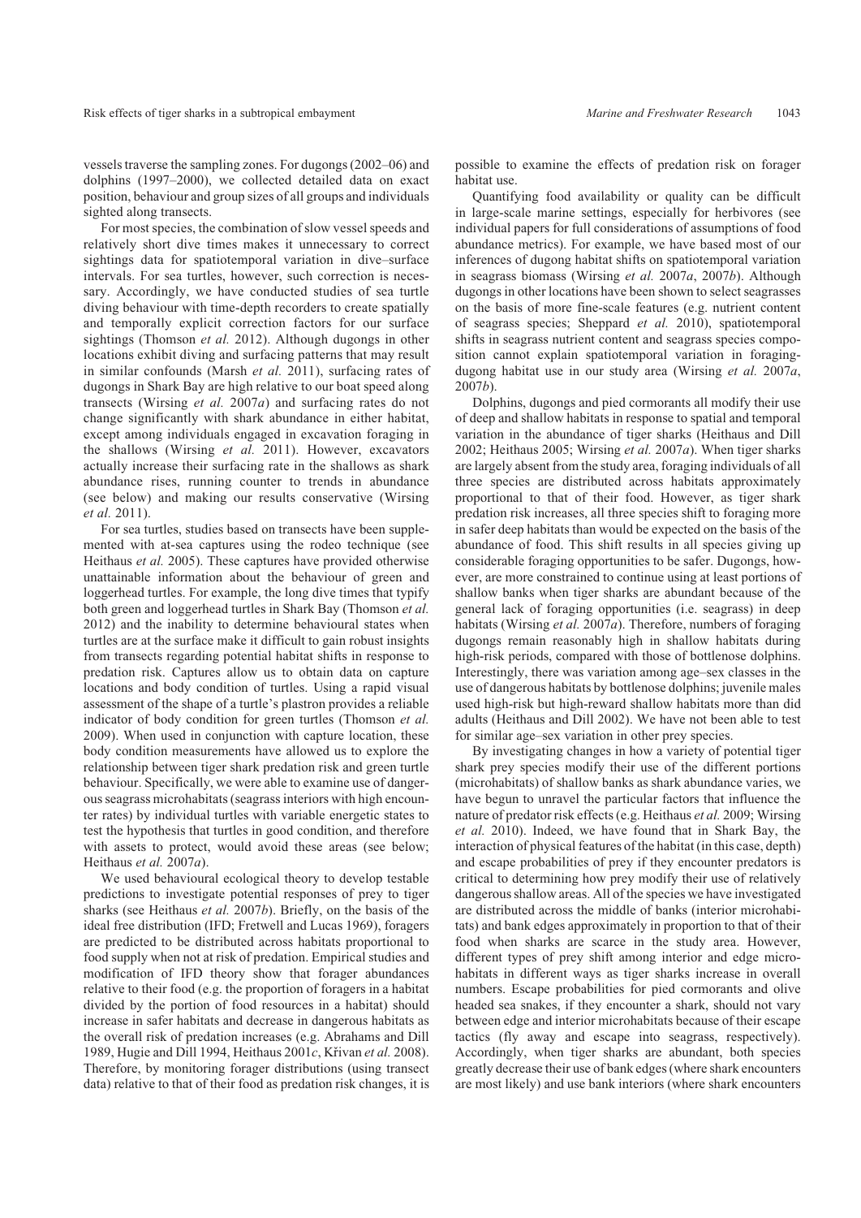vessels traverse the sampling zones. For dugongs (2002–06) and dolphins (1997–2000), we collected detailed data on exact position, behaviour and group sizes of all groups and individuals sighted along transects.

For most species, the combination of slow vessel speeds and relatively short dive times makes it unnecessary to correct sightings data for spatiotemporal variation in dive–surface intervals. For sea turtles, however, such correction is necessary. Accordingly, we have conducted studies of sea turtle diving behaviour with time-depth recorders to create spatially and temporally explicit correction factors for our surface sightings (Thomson *et al.* 2012). Although dugongs in other locations exhibit diving and surfacing patterns that may result in similar confounds (Marsh *et al.* 2011), surfacing rates of dugongs in Shark Bay are high relative to our boat speed along transects (Wirsing *et al.* 2007*a*) and surfacing rates do not change significantly with shark abundance in either habitat, except among individuals engaged in excavation foraging in the shallows (Wirsing *et al.* 2011). However, excavators actually increase their surfacing rate in the shallows as shark abundance rises, running counter to trends in abundance (see below) and making our results conservative (Wirsing *et al.* 2011).

For sea turtles, studies based on transects have been supplemented with at-sea captures using the rodeo technique (see Heithaus *et al.* 2005). These captures have provided otherwise unattainable information about the behaviour of green and loggerhead turtles. For example, the long dive times that typify both green and loggerhead turtles in Shark Bay (Thomson *et al.* 2012) and the inability to determine behavioural states when turtles are at the surface make it difficult to gain robust insights from transects regarding potential habitat shifts in response to predation risk. Captures allow us to obtain data on capture locations and body condition of turtles. Using a rapid visual assessment of the shape of a turtle's plastron provides a reliable indicator of body condition for green turtles (Thomson *et al.* 2009). When used in conjunction with capture location, these body condition measurements have allowed us to explore the relationship between tiger shark predation risk and green turtle behaviour. Specifically, we were able to examine use of dangerous seagrass microhabitats (seagrass interiors with high encounter rates) by individual turtles with variable energetic states to test the hypothesis that turtles in good condition, and therefore with assets to protect, would avoid these areas (see below; Heithaus *et al.* 2007*a*).

We used behavioural ecological theory to develop testable predictions to investigate potential responses of prey to tiger sharks (see Heithaus *et al.* 2007*b*). Briefly, on the basis of the ideal free distribution (IFD; Fretwell and Lucas 1969), foragers are predicted to be distributed across habitats proportional to food supply when not at risk of predation. Empirical studies and modification of IFD theory show that forager abundances relative to their food (e.g. the proportion of foragers in a habitat divided by the portion of food resources in a habitat) should increase in safer habitats and decrease in dangerous habitats as the overall risk of predation increases (e.g. Abrahams and Dill 1989, Hugie and Dill 1994, Heithaus 2001*c*, Křivan *et al.* 2008). Therefore, by monitoring forager distributions (using transect data) relative to that of their food as predation risk changes, it is possible to examine the effects of predation risk on forager habitat use.

Quantifying food availability or quality can be difficult in large-scale marine settings, especially for herbivores (see individual papers for full considerations of assumptions of food abundance metrics). For example, we have based most of our inferences of dugong habitat shifts on spatiotemporal variation in seagrass biomass (Wirsing *et al.* 2007*a*, 2007*b*). Although dugongs in other locations have been shown to select seagrasses on the basis of more fine-scale features (e.g. nutrient content of seagrass species; Sheppard *et al.* 2010), spatiotemporal shifts in seagrass nutrient content and seagrass species composition cannot explain spatiotemporal variation in foraging-dugong habitat use in our study area (Wirsing *et al.* 2007*a*, 2007*b*).

Dolphins, dugongs and pied cormorants all modify their use of deep and shallow habitats in response to spatial and temporal variation in the abundance of tiger sharks (Heithaus and Dill 2002; Heithaus 2005; Wirsing *et al.* 2007*a*). When tiger sharks are largely absent from the study area, foraging individuals of all three species are distributed across habitats approximately proportional to that of their food. However, as tiger shark predation risk increases, all three species shift to foraging more in safer deep habitats than would be expected on the basis of the abundance of food. This shift results in all species giving up considerable foraging opportunities to be safer. Dugongs, however, are more constrained to continue using at least portions of shallow banks when tiger sharks are abundant because of the general lack of foraging opportunities (i.e. seagrass) in deep habitats (Wirsing *et al.* 2007*a*). Therefore, numbers of foraging dugongs remain reasonably high in shallow habitats during high-risk periods, compared with those of bottlenose dolphins. Interestingly, there was variation among age–sex classes in the use of dangerous habitats by bottlenose dolphins; juvenile males used high-risk but high-reward shallow habitats more than did adults (Heithaus and Dill 2002). We have not been able to test for similar age–sex variation in other prey species.

By investigating changes in how a variety of potential tiger shark prey species modify their use of the different portions (microhabitats) of shallow banks as shark abundance varies, we have begun to unravel the particular factors that influence the nature of predator risk effects (e.g. Heithaus *et al.* 2009; Wirsing *et al.* 2010). Indeed, we have found that in Shark Bay, the interaction of physical features of the habitat (in this case, depth) and escape probabilities of prey if they encounter predators is critical to determining how prey modify their use of relatively dangerous shallow areas. All of the species we have investigated are distributed across the middle of banks (interior microhabitats) and bank edges approximately in proportion to that of their food when sharks are scarce in the study area. However, different types of prey shift among interior and edge microhabitats in different ways as tiger sharks increase in overall numbers. Escape probabilities for pied cormorants and olive headed sea snakes, if they encounter a shark, should not vary between edge and interior microhabitats because of their escape tactics (fly away and escape into seagrass, respectively). Accordingly, when tiger sharks are abundant, both species greatly decrease their use of bank edges (where shark encounters are most likely) and use bank interiors (where shark encounters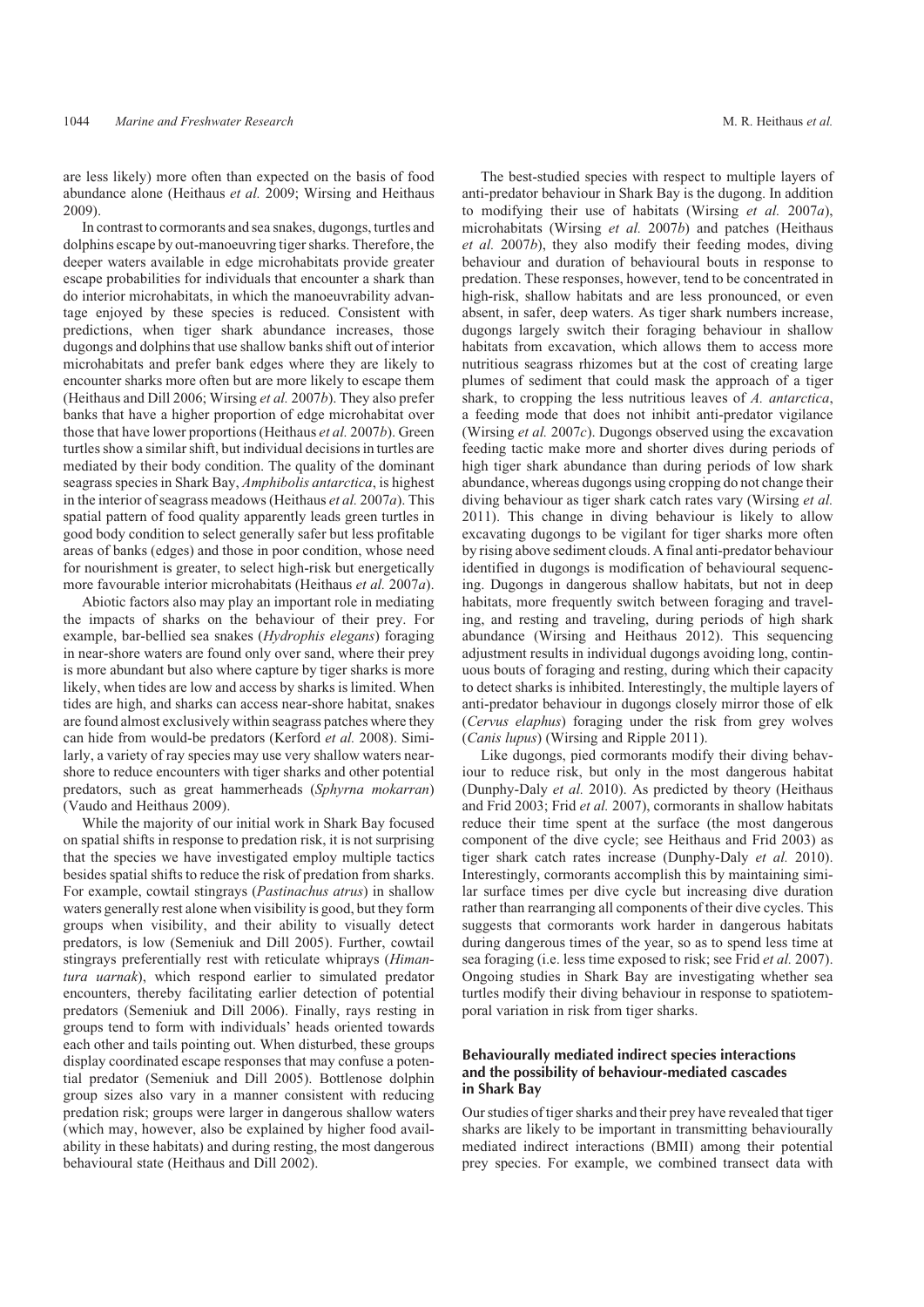are less likely) more often than expected on the basis of food abundance alone (Heithaus *et al.* 2009; Wirsing and Heithaus 2009).

In contrast to cormorants and sea snakes, dugongs, turtles and dolphins escape by out-manoeuvring tiger sharks. Therefore, the deeper waters available in edge microhabitats provide greater escape probabilities for individuals that encounter a shark than do interior microhabitats, in which the manoeuvrability advantage enjoyed by these species is reduced. Consistent with predictions, when tiger shark abundance increases, those dugongs and dolphins that use shallow banks shift out of interior microhabitats and prefer bank edges where they are likely to encounter sharks more often but are more likely to escape them (Heithaus and Dill 2006; Wirsing *et al.* 2007*b*). They also prefer banks that have a higher proportion of edge microhabitat over those that have lower proportions (Heithaus *et al.* 2007*b*). Green turtles show a similar shift, but individual decisions in turtles are mediated by their body condition. The quality of the dominant seagrass species in Shark Bay, *Amphibolis antarctica*, is highest in the interior of seagrass meadows (Heithaus *et al.* 2007*a*). This spatial pattern of food quality apparently leads green turtles in good body condition to select generally safer but less profitable areas of banks (edges) and those in poor condition, whose need for nourishment is greater, to select high-risk but energetically more favourable interior microhabitats (Heithaus *et al.* 2007*a*).

Abiotic factors also may play an important role in mediating the impacts of sharks on the behaviour of their prey. For example, bar-bellied sea snakes (*Hydrophis elegans*) foraging in near-shore waters are found only over sand, where their prey is more abundant but also where capture by tiger sharks is more likely, when tides are low and access by sharks is limited. When tides are high, and sharks can access near-shore habitat, snakes are found almost exclusively within seagrass patches where they can hide from would-be predators (Kerford *et al.* 2008). Similarly, a variety of ray species may use very shallow waters near-shore to reduce encounters with tiger sharks and other potential predators, such as great hammerheads (*Sphyrna mokarran*) (Vaudo and Heithaus 2009).

While the majority of our initial work in Shark Bay focused on spatial shifts in response to predation risk, it is not surprising that the species we have investigated employ multiple tactics besides spatial shifts to reduce the risk of predation from sharks. For example, cowtail stingrays (*Pastinachus atrus*) in shallow waters generally rest alone when visibility is good, but they form groups when visibility, and their ability to visually detect predators, is low (Semeniuk and Dill 2005). Further, cowtail stingrays preferentially rest with reticulate whiprays (*Himantura uarnak*), which respond earlier to simulated predator encounters, thereby facilitating earlier detection of potential predators (Semeniuk and Dill 2006). Finally, rays resting in groups tend to form with individuals' heads oriented towards each other and tails pointing out. When disturbed, these groups display coordinated escape responses that may confuse a potential predator (Semeniuk and Dill 2005). Bottlenose dolphin group sizes also vary in a manner consistent with reducing predation risk; groups were larger in dangerous shallow waters (which may, however, also be explained by higher food availability in these habitats) and during resting, the most dangerous behavioural state (Heithaus and Dill 2002).

The best-studied species with respect to multiple layers of anti-predator behaviour in Shark Bay is the dugong. In addition to modifying their use of habitats (Wirsing *et al.* 2007*a*), microhabitats (Wirsing *et al.* 2007*b*) and patches (Heithaus *et al.* 2007*b*), they also modify their feeding modes, diving behaviour and duration of behavioural bouts in response to predation. These responses, however, tend to be concentrated in high-risk, shallow habitats and are less pronounced, or even absent, in safer, deep waters. As tiger shark numbers increase, dugongs largely switch their foraging behaviour in shallow habitats from excavation, which allows them to access more nutritious seagrass rhizomes but at the cost of creating large plumes of sediment that could mask the approach of a tiger shark, to cropping the less nutritious leaves of *A. antarctica*, a feeding mode that does not inhibit anti-predator vigilance (Wirsing *et al.* 2007*c*). Dugongs observed using the excavation feeding tactic make more and shorter dives during periods of high tiger shark abundance than during periods of low shark abundance, whereas dugongs using cropping do not change their diving behaviour as tiger shark catch rates vary (Wirsing *et al.* 2011). This change in diving behaviour is likely to allow excavating dugongs to be vigilant for tiger sharks more often by rising above sediment clouds. A final anti-predator behaviour identified in dugongs is modification of behavioural sequencing. Dugongs in dangerous shallow habitats, but not in deep habitats, more frequently switch between foraging and traveling, and resting and traveling, during periods of high shark abundance (Wirsing and Heithaus 2012). This sequencing adjustment results in individual dugongs avoiding long, continuous bouts of foraging and resting, during which their capacity to detect sharks is inhibited. Interestingly, the multiple layers of anti-predator behaviour in dugongs closely mirror those of elk (*Cervus elaphus*) foraging under the risk from grey wolves (*Canis lupus*) (Wirsing and Ripple 2011).

Like dugongs, pied cormorants modify their diving behaviour to reduce risk, but only in the most dangerous habitat (Dunphy-Daly *et al.* 2010). As predicted by theory (Heithaus and Frid 2003; Frid *et al.* 2007), cormorants in shallow habitats reduce their time spent at the surface (the most dangerous component of the dive cycle; see Heithaus and Frid 2003) as tiger shark catch rates increase (Dunphy-Daly *et al.* 2010). Interestingly, cormorants accomplish this by maintaining similar surface times per dive cycle but increasing dive duration rather than rearranging all components of their dive cycles. This suggests that cormorants work harder in dangerous habitats during dangerous times of the year, so as to spend less time at sea foraging (i.e. less time exposed to risk; see Frid *et al.* 2007). Ongoing studies in Shark Bay are investigating whether sea turtles modify their diving behaviour in response to spatiotemporal variation in risk from tiger sharks.

### Behaviourally mediated indirect species interactions and the possibility of behaviour-mediated cascades in Shark Bay

Our studies of tiger sharks and their prey have revealed that tiger sharks are likely to be important in transmitting behaviourally mediated indirect interactions (BMII) among their potential prey species. For example, we combined transect data with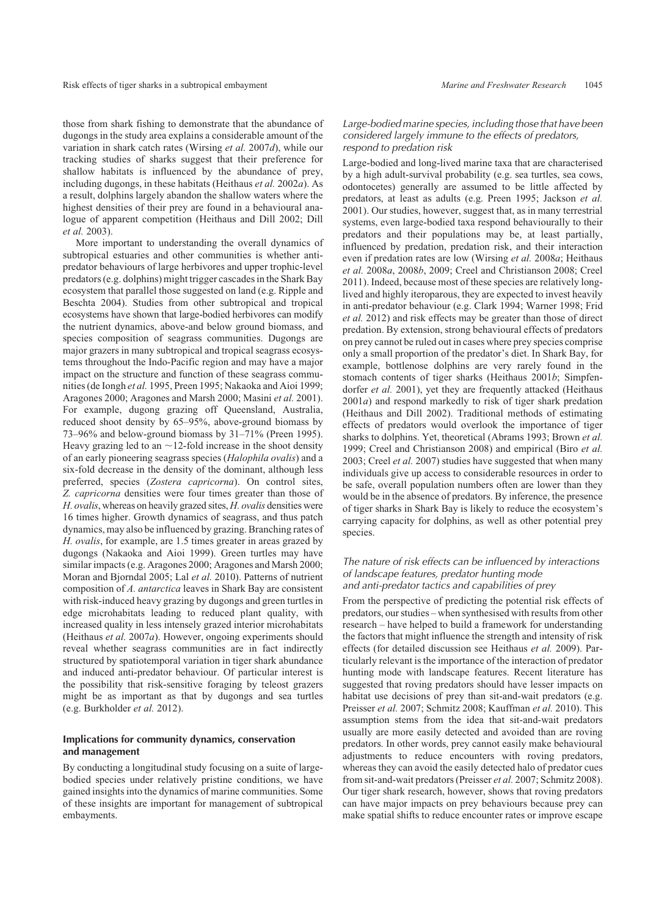those from shark fishing to demonstrate that the abundance of dugongs in the study area explains a considerable amount of the variation in shark catch rates (Wirsing *et al.* 2007*d*), while our tracking studies of sharks suggest that their preference for shallow habitats is influenced by the abundance of prey, including dugongs, in these habitats (Heithaus *et al.* 2002*a*). As a result, dolphins largely abandon the shallow waters where the highest densities of their prey are found in a behavioural analogue of apparent competition (Heithaus and Dill 2002; Dill *et al.* 2003).

More important to understanding the overall dynamics of subtropical estuaries and other communities is whether anti-predator behaviours of large herbivores and upper trophic-level predators (e.g. dolphins) might trigger cascades in the Shark Bay ecosystem that parallel those suggested on land (e.g. Ripple and Beschta 2004). Studies from other subtropical and tropical ecosystems have shown that large-bodied herbivores can modify the nutrient dynamics, above-and below ground biomass, and species composition of seagrass communities. Dugongs are major grazers in many subtropical and tropical seagrass ecosystems throughout the Indo-Pacific region and may have a major impact on the structure and function of these seagrass communities (de Iongh *et al.* 1995, Preen 1995; Nakaoka and Aioi 1999; Aragones 2000; Aragones and Marsh 2000; Masini *et al.* 2001). For example, dugong grazing off Queensland, Australia, reduced shoot density by 65–95%, above-ground biomass by 73–96% and below-ground biomass by 31–71% (Preen 1995). Heavy grazing led to an ~12-fold increase in the shoot density of an early pioneering seagrass species (*Halophila ovalis*) and a six-fold decrease in the density of the dominant, although less preferred, species (*Zostera capricorna*). On control sites, *Z. capricorna* densities were four times greater than those of *H. ovalis*, whereas on heavily grazed sites, *H. ovalis* densities were 16 times higher. Growth dynamics of seagrass, and thus patch dynamics, may also be influenced by grazing. Branching rates of *H. ovalis*, for example, are 1.5 times greater in areas grazed by dugongs (Nakaoka and Aioi 1999). Green turtles may have similar impacts (e.g. Aragones 2000; Aragones and Marsh 2000; Moran and Bjorndal 2005; Lal *et al.* 2010). Patterns of nutrient composition of *A. antarctica* leaves in Shark Bay are consistent with risk-induced heavy grazing by dugongs and green turtles in edge microhabitats leading to reduced plant quality, with increased quality in less intensely grazed interior microhabitats (Heithaus *et al.* 2007*a*). However, ongoing experiments should reveal whether seagrass communities are in fact indirectly structured by spatiotemporal variation in tiger shark abundance and induced anti-predator behaviour. Of particular interest is the possibility that risk-sensitive foraging by teleost grazers might be as important as that by dugongs and sea turtles (e.g. Burkholder *et al.* 2012).

## Implications for community dynamics, conservation and management

By conducting a longitudinal study focusing on a suite of large-bodied species under relatively pristine conditions, we have gained insights into the dynamics of marine communities. Some of these insights are important for management of subtropical embayments.

### *Large-bodied marine species, including those that have been considered largely immune to the effects of predators, respond to predation risk*

Large-bodied and long-lived marine taxa that are characterised by a high adult-survival probability (e.g. sea turtles, sea cows, odontocetes) generally are assumed to be little affected by predators, at least as adults (e.g. Preen 1995; Jackson *et al.* 2001). Our studies, however, suggest that, as in many terrestrial systems, even large-bodied taxa respond behaviourally to their predators and their populations may be, at least partially, influenced by predation, predation risk, and their interaction even if predation rates are low (Wirsing *et al.* 2008*a*; Heithaus *et al.* 2008*a*, 2008*b*, 2009; Creel and Christianson 2008; Creel 2011). Indeed, because most of these species are relatively long-lived and highly iteroparous, they are expected to invest heavily in anti-predator behaviour (e.g. Clark 1994; Warner 1998; Frid *et al.* 2012) and risk effects may be greater than those of direct predation. By extension, strong behavioural effects of predators on prey cannot be ruled out in cases where prey species comprise only a small proportion of the predator's diet. In Shark Bay, for example, bottlenose dolphins are very rarely found in the stomach contents of tiger sharks (Heithaus 2001*b*; Simpfendorfer *et al.* 2001), yet they are frequently attacked (Heithaus 2001*a*) and respond markedly to risk of tiger shark predation (Heithaus and Dill 2002). Traditional methods of estimating effects of predators would overlook the importance of tiger sharks to dolphins. Yet, theoretical (Abrams 1993; Brown *et al.* 1999; Creel and Christianson 2008) and empirical (Biro *et al.* 2003; Creel *et al.* 2007) studies have suggested that when many individuals give up access to considerable resources in order to be safe, overall population numbers often are lower than they would be in the absence of predators. By inference, the presence of tiger sharks in Shark Bay is likely to reduce the ecosystem's carrying capacity for dolphins, as well as other potential prey species.

### *The nature of risk effects can be influenced by interactions of landscape features, predator hunting mode and anti-predator tactics and capabilities of prey*

From the perspective of predicting the potential risk effects of predators, our studies – when synthesised with results from other research – have helped to build a framework for understanding the factors that might influence the strength and intensity of risk effects (for detailed discussion see Heithaus *et al.* 2009). Particularly relevant is the importance of the interaction of predator hunting mode with landscape features. Recent literature has suggested that roving predators should have lesser impacts on habitat use decisions of prey than sit-and-wait predators (e.g. Preisser *et al.* 2007; Schmitz 2008; Kauffman *et al.* 2010). This assumption stems from the idea that sit-and-wait predators usually are more easily detected and avoided than are roving predators. In other words, prey cannot easily make behavioural adjustments to reduce encounters with roving predators, whereas they can avoid the easily detected halo of predator cues from sit-and-wait predators (Preisser *et al.* 2007; Schmitz 2008). Our tiger shark research, however, shows that roving predators can have major impacts on prey behaviours because prey can make spatial shifts to reduce encounter rates or improve escape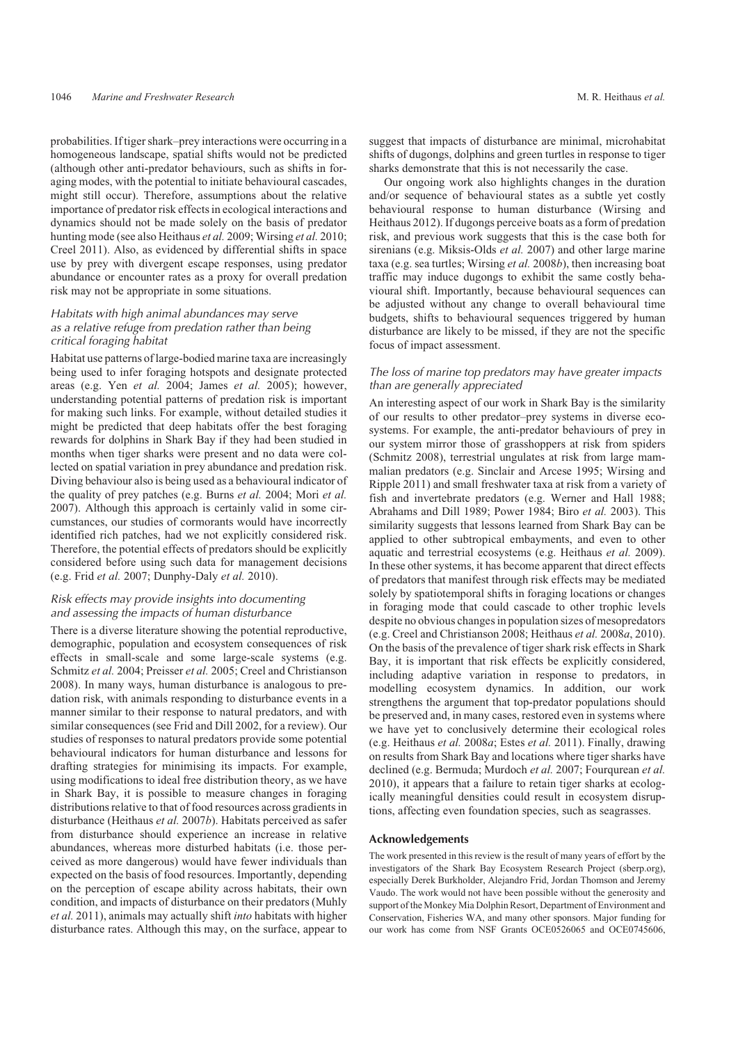probabilities. If tiger shark–prey interactions were occurring in a homogeneous landscape, spatial shifts would not be predicted (although other anti-predator behaviours, such as shifts in foraging modes, with the potential to initiate behavioural cascades, might still occur). Therefore, assumptions about the relative importance of predator risk effects in ecological interactions and dynamics should not be made solely on the basis of predator hunting mode (see also Heithaus *et al.* 2009; Wirsing *et al.* 2010; Creel 2011). Also, as evidenced by differential shifts in space use by prey with divergent escape responses, using predator abundance or encounter rates as a proxy for overall predation risk may not be appropriate in some situations.

### *Habitats with high animal abundances may serve as a relative refuge from predation rather than being critical foraging habitat*

Habitat use patterns of large-bodied marine taxa are increasingly being used to infer foraging hotspots and designate protected areas (e.g. Yen *et al.* 2004; James *et al.* 2005); however, understanding potential patterns of predation risk is important for making such links. For example, without detailed studies it might be predicted that deep habitats offer the best foraging rewards for dolphins in Shark Bay if they had been studied in months when tiger sharks were present and no data were collected on spatial variation in prey abundance and predation risk. Diving behaviour also is being used as a behavioural indicator of the quality of prey patches (e.g. Burns *et al.* 2004; Mori *et al.* 2007). Although this approach is certainly valid in some circumstances, our studies of cormorants would have incorrectly identified rich patches, had we not explicitly considered risk. Therefore, the potential effects of predators should be explicitly considered before using such data for management decisions (e.g. Frid *et al.* 2007; Dunphy-Daly *et al.* 2010).

### *Risk effects may provide insights into documenting and assessing the impacts of human disturbance*

There is a diverse literature showing the potential reproductive, demographic, population and ecosystem consequences of risk effects in small-scale and some large-scale systems (e.g. Schmitz *et al.* 2004; Preisser *et al.* 2005; Creel and Christianson 2008). In many ways, human disturbance is analogous to predation risk, with animals responding to disturbance events in a manner similar to their response to natural predators, and with similar consequences (see Frid and Dill 2002, for a review). Our studies of responses to natural predators provide some potential behavioural indicators for human disturbance and lessons for drafting strategies for minimising its impacts. For example, using modifications to ideal free distribution theory, as we have in Shark Bay, it is possible to measure changes in foraging distributions relative to that of food resources across gradients in disturbance (Heithaus *et al.* 2007*b*). Habitats perceived as safer from disturbance should experience an increase in relative abundances, whereas more disturbed habitats (i.e. those perceived as more dangerous) would have fewer individuals than expected on the basis of food resources. Importantly, depending on the perception of escape ability across habitats, their own condition, and impacts of disturbance on their predators (Muhly *et al.* 2011), animals may actually shift *into* habitats with higher disturbance rates. Although this may, on the surface, appear to suggest that impacts of disturbance are minimal, microhabitat shifts of dugongs, dolphins and green turtles in response to tiger sharks demonstrate that this is not necessarily the case.

Our ongoing work also highlights changes in the duration and/or sequence of behavioural states as a subtle yet costly behavioural response to human disturbance (Wirsing and Heithaus 2012). If dugongs perceive boats as a form of predation risk, and previous work suggests that this is the case both for sirenians (e.g. Miksis-Olds *et al.* 2007) and other large marine taxa (e.g. sea turtles; Wirsing *et al.* 2008*b*), then increasing boat traffic may induce dugongs to exhibit the same costly behavioural shift. Importantly, because behavioural sequences can be adjusted without any change to overall behavioural time budgets, shifts to behavioural sequences triggered by human disturbance are likely to be missed, if they are not the specific focus of impact assessment.

### *The loss of marine top predators may have greater impacts than are generally appreciated*

An interesting aspect of our work in Shark Bay is the similarity of our results to other predator–prey systems in diverse ecosystems. For example, the anti-predator behaviours of prey in our system mirror those of grasshoppers at risk from spiders (Schmitz 2008), terrestrial ungulates at risk from large mammalian predators (e.g. Sinclair and Arcese 1995; Wirsing and Ripple 2011) and small freshwater taxa at risk from a variety of fish and invertebrate predators (e.g. Werner and Hall 1988; Abrahams and Dill 1989; Power 1984; Biro *et al.* 2003). This similarity suggests that lessons learned from Shark Bay can be applied to other subtropical embayments, and even to other aquatic and terrestrial ecosystems (e.g. Heithaus *et al.* 2009). In these other systems, it has become apparent that direct effects of predators that manifest through risk effects may be mediated solely by spatiotemporal shifts in foraging locations or changes in foraging mode that could cascade to other trophic levels despite no obvious changes in population sizes of mesopredators (e.g. Creel and Christianson 2008; Heithaus *et al.* 2008*a*, 2010). On the basis of the prevalence of tiger shark risk effects in Shark Bay, it is important that risk effects be explicitly considered, including adaptive variation in response to predators, in modelling ecosystem dynamics. In addition, our work strengthens the argument that top-predator populations should be preserved and, in many cases, restored even in systems where we have yet to conclusively determine their ecological roles (e.g. Heithaus *et al.* 2008*a*; Estes *et al.* 2011). Finally, drawing on results from Shark Bay and locations where tiger sharks have declined (e.g. Bermuda; Murdoch *et al.* 2007; Fourqurean *et al.* 2010), it appears that a failure to retain tiger sharks at ecologically meaningful densities could result in ecosystem disruptions, affecting even foundation species, such as seagrasses.

## Acknowledgements

The work presented in this review is the result of many years of effort by the investigators of the Shark Bay Ecosystem Research Project (sberp.org), especially Derek Burkholder, Alejandro Frid, Jordan Thomson and Jeremy Vaudo. The work would not have been possible without the generosity and support of the Monkey Mia Dolphin Resort, Department of Environment and Conservation, Fisheries WA, and many other sponsors. Major funding for our work has come from NSF Grants OCE0526065 and OCE0745606,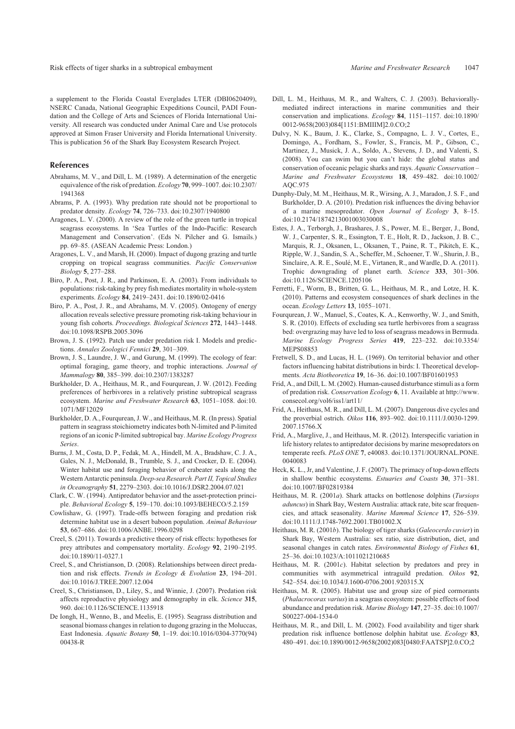a supplement to the Florida Coastal Everglades LTER (DBI0620409), NSERC Canada, National Geographic Expeditions Council, PADI Foundation and the College of Arts and Sciences of Florida International University. All research was conducted under Animal Care and Use protocols approved at Simon Fraser University and Florida International University. This is publication 56 of the Shark Bay Ecosystem Research Project.

## References

Abrahams, M. V., and Dill, L. M. (1989). A determination of the energetic equivalence of the risk of predation. *Ecology* **70**, 999–1007. doi:10.2307/1941368

Abrams, P. A. (1993). Why predation rate should not be proportional to predator density. *Ecology* **74**, 726–733. doi:10.2307/1940800

Aragones, L. V. (2000). A review of the role of the green turtle in tropical seagrass ecosystems. In 'Sea Turtles of the Indo-Pacific: Research Management and Conservation'. (Eds N. Pilcher and G. Ismails.) pp. 69–85. (ASEAN Academic Press: London.)

Aragones, L. V., and Marsh, H. (2000). Impact of dugong grazing and turtle cropping on tropical seagrass communities. *Pacific Conservation Biology* **5**, 277–288.

Biro, P. A., Post, J. R., and Parkinson, E. A. (2003). From individuals to populations: risk-taking by prey fish mediates mortality in whole-system experiments. *Ecology* **84**, 2419–2431. doi:10.1890/02-0416

Biro, P. A., Post, J. R., and Abrahams, M. V. (2005). Ontogeny of energy allocation reveals selective pressure promoting risk-taking behaviour in young fish cohorts. *Proceedings. Biological Sciences* **272**, 1443–1448. doi:10.1098/RSPB.2005.3096

Brown, J. S. (1992). Patch use under predation risk I. Models and predictions. *Annales Zoologici Fennici* **29**, 301–309.

Brown, J. S., Laundre, J. W., and Gurung, M. (1999). The ecology of fear: optimal foraging, game theory, and trophic interactions. *Journal of Mammalogy* **80**, 385–399. doi:10.2307/1383287

Burkholder, D. A., Heithaus, M. R., and Fourqurean, J. W. (2012). Feeding preferences of herbivores in a relatively pristine subtropical seagrass ecosystem. *Marine and Freshwater Research* **63**, 1051–1058. doi:10.1071/MF12029

Burkholder, D. A., Fourqurean, J. W., and Heithaus, M. R. (In press). Spatial pattern in seagrass stoichiometry indicates both N-limited and P-limited regions of an iconic P-limited subtropical bay. *Marine Ecology Progress Series*.

Burns, J. M., Costa, D. P., Fedak, M. A., Hindell, M. A., Bradshaw, C. J. A., Gales, N. J., McDonald, B., Trumble, S. J., and Crocker, D. E. (2004). Winter habitat use and foraging behavior of crabeater seals along the Western Antarctic peninsula. *Deep-sea Research. Part II, Topical Studies in Oceanography* **51**, 2279–2303. doi:10.1016/J.DSR2.2004.07.021

Clark, C. W. (1994). Antipredator behavior and the asset-protection principle. *Behavioral Ecology* **5**, 159–170. doi:10.1093/BEHECO/5.2.159

Cowlishaw, G. (1997). Trade-offs between foraging and predation risk determine habitat use in a desert baboon population. *Animal Behaviour* **53**, 667–686. doi:10.1006/ANBE.1996.0298

Creel, S. (2011). Towards a predictive theory of risk effects: hypotheses for prey attributes and compensatory mortality. *Ecology* **92**, 2190–2195. doi:10.1890/11-0327.1

Creel, S., and Christianson, D. (2008). Relationships between direct predation and risk effects. *Trends in Ecology & Evolution* **23**, 194–201. doi:10.1016/J.TREE.2007.12.004

Creel, S., Christianson, D., Liley, S., and Winnie, J. (2007). Predation risk affects reproductive physiology and demography in elk. *Science* **315**, 960. doi:10.1126/SCIENCE.1135918

De Iongh, H., Wenno, B., and Meelis, E. (1995). Seagrass distribution and seasonal biomass changes in relation to dugong grazing in the Moluccas, East Indonesia. *Aquatic Botany* **50**, 1–19. doi:10.1016/0304-3770(94)00438-R

Dill, L. M., Heithaus, M. R., and Walters, C. J. (2003). Behaviorally-mediated indirect interactions in marine communities and their conservation and implications. *Ecology* **84**, 1151–1157. doi:10.1890/0012-9658(2003)084[1151:BMIIIM]2.0.CO;2

Dulvy, N. K., Baum, J. K., Clarke, S., Compagno, L. J. V., Cortes, E., Domingo, A., Fordham, S., Fowler, S., Francis, M. P., Gibson, C., Martinez, J., Musick, J. A., Soldo, A., Stevens, J. D., and Valenti, S. (2008). You can swim but you can't hide: the global status and conservation of oceanic pelagic sharks and rays. *Aquatic Conservation – Marine and Freshwater Ecosystems* **18**, 459–482. doi:10.1002/AQC.975

Dunphy-Daly, M. M., Heithaus, M. R., Wirsing, A. J., Maradon, J. S. F., and Burkholder, D. A. (2010). Predation risk influences the diving behavior of a marine mesopredator. *Open Journal of Ecology* **3**, 8–15. doi:10.2174/1874213001003030008

Estes, J. A., Terborgh, J., Brashares, J. S., Power, M. E., Berger, J., Bond, W. J., Carpenter, S. R., Essington, T. E., Holt, R. D., Jackson, J. B. C., Marquis, R. J., Oksanen, L., Oksanen, T., Paine, R. T., Pikitch, E. K., Ripple, W. J., Sandin, S. A., Scheffer, M., Schoener, T. W., Shurin, J. B., Sinclaire, A. R. E., Soulé, M. E., Virtanen, R., and Wardle, D. A. (2011). Trophic downgrading of planet earth. *Science* **333**, 301–306. doi:10.1126/SCIENCE.1205106

Ferretti, F., Worm, B., Britten, G. L., Heithaus, M. R., and Lotze, H. K. (2010). Patterns and ecosystem consequences of shark declines in the ocean. *Ecology Letters* **13**, 1055–1071.

Fourqurean, J. W., Manuel, S., Coates, K. A., Kenworthy, W. J., and Smith, S. R. (2010). Effects of excluding sea turtle herbivores from a seagrass bed: overgrazing may have led to loss of seagrass meadows in Bermuda. *Marine Ecology Progress Series* **419**, 223–232. doi:10.3354/MEPS08853

Fretwell, S. D., and Lucas, H. L. (1969). On territorial behavior and other factors influencing habitat distributions in birds: I. Theoretical developments. *Acta Biotheoretica* **19**, 16–36. doi:10.1007/BF01601953

Frid, A., and Dill, L. M. (2002). Human-caused disturbance stimuli as a form of predation risk. *Conservation Ecology* **6**, 11. Available at http://www.consecol.org/vol6/iss1/art11/

Frid, A., Heithaus, M. R., and Dill, L. M. (2007). Dangerous dive cycles and the proverbial ostrich. *Oikos* **116**, 893–902. doi:10.1111/J.0030-1299.2007.15766.X

Frid, A., Marglive, J., and Heithaus, M. R. (2012). Interspecific variation in life history relates to antipredator decisions by marine mesopredators on temperate reefs. *PLoS ONE* **7**, e40083. doi:10.1371/JOURNAL.PONE.0040083

Heck, K. L., Jr, and Valentine, J. F. (2007). The primacy of top-down effects in shallow benthic ecosystems. *Estuaries and Coasts* **30**, 371–381. doi:10.1007/BF02819384

Heithaus, M. R. (2001*a*). Shark attacks on bottlenose dolphins (*Tursiops aduncus*) in Shark Bay, Western Australia: attack rate, bite scar frequencies, and attack seasonality. *Marine Mammal Science* **17**, 526–539. doi:10.1111/J.1748-7692.2001.TB01002.X

Heithaus, M. R. (2001*b*). The biology of tiger sharks (*Galeocerdo cuvier*) in Shark Bay, Western Australia: sex ratio, size distribution, diet, and seasonal changes in catch rates. *Environmental Biology of Fishes* **61**, 25–36. doi:10.1023/A:1011021210685

Heithaus, M. R. (2001*c*). Habitat selection by predators and prey in communities with asymmetrical intraguild predation. *Oikos* **92**, 542–554. doi:10.1034/J.1600-0706.2001.920315.X

Heithaus, M. R. (2005). Habitat use and group size of pied cormorants (*Phalacrocorax varius*) in a seagrass ecosystem: possible effects of food abundance and predation risk. *Marine Biology* **147**, 27–35. doi:10.1007/S00227-004-1534-0

Heithaus, M. R., and Dill, L. M. (2002). Food availability and tiger shark predation risk influence bottlenose dolphin habitat use. *Ecology* **83**, 480–491. doi:10.1890/0012-9658(2002)083[0480:FAATSP]2.0.CO;2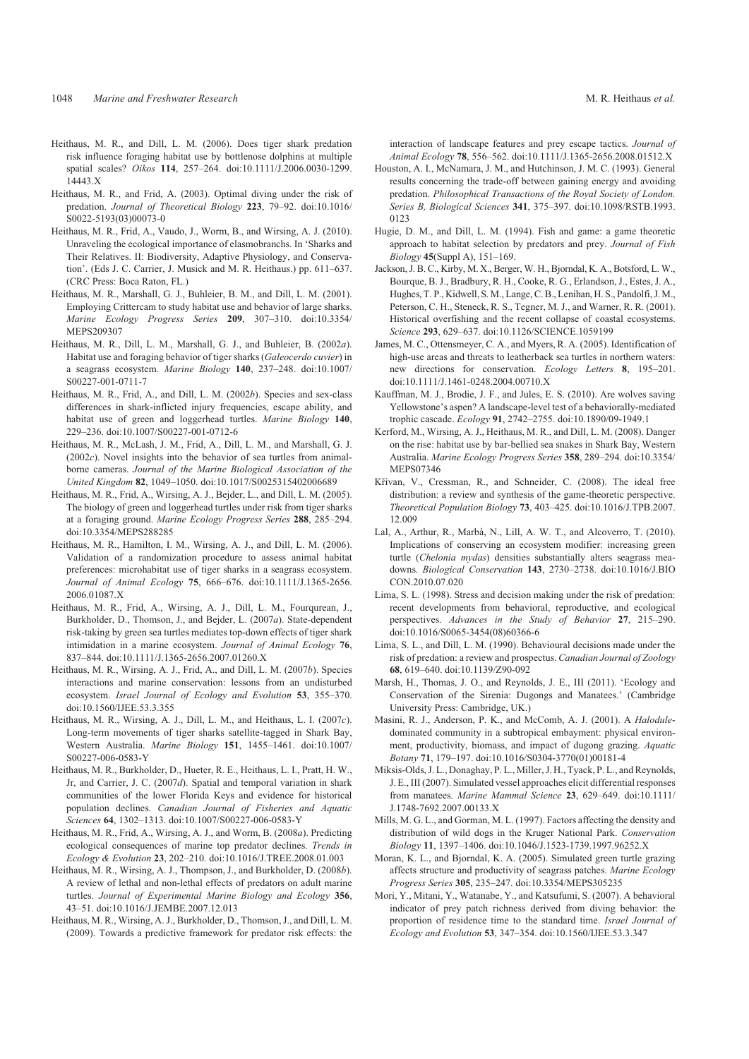Heithaus, M. R., and Dill, L. M. (2006). Does tiger shark predation risk influence foraging habitat use by bottlenose dolphins at multiple spatial scales? *Oikos* **114**, 257–264. doi:10.1111/J.2006.0030-1299.14443.X

Heithaus, M. R., and Frid, A. (2003). Optimal diving under the risk of predation. *Journal of Theoretical Biology* **223**, 79–92. doi:10.1016/S0022-5193(03)00073-0

Heithaus, M. R., Frid, A., Vaudo, J., Worm, B., and Wirsing, A. J. (2010). Unraveling the ecological importance of elasmobranchs. In 'Sharks and Their Relatives. II: Biodiversity, Adaptive Physiology, and Conservation'. (Eds J. C. Carrier, J. Musick and M. R. Heithaus.) pp. 611–637. (CRC Press: Boca Raton, FL.)

Heithaus, M. R., Marshall, G. J., Buhleier, B. M., and Dill, L. M. (2001). Employing Crittercam to study habitat use and behavior of large sharks. *Marine Ecology Progress Series* **209**, 307–310. doi:10.3354/MEPS209307

Heithaus, M. R., Dill, L. M., Marshall, G. J., and Buhleier, B. (2002*a*). Habitat use and foraging behavior of tiger sharks (*Galeocerdo cuvier*) in a seagrass ecosystem. *Marine Biology* **140**, 237–248. doi:10.1007/S00227-001-0711-7

Heithaus, M. R., Frid, A., and Dill, L. M. (2002*b*). Species and sex-class differences in shark-inflicted injury frequencies, escape ability, and habitat use of green and loggerhead turtles. *Marine Biology* **140**, 229–236. doi:10.1007/S00227-001-0712-6

Heithaus, M. R., McLash, J. M., Frid, A., Dill, L. M., and Marshall, G. J. (2002*c*). Novel insights into the behavior of sea turtles from animal-borne cameras. *Journal of the Marine Biological Association of the United Kingdom* **82**, 1049–1050. doi:10.1017/S0025315402006689

Heithaus, M. R., Frid, A., Wirsing, A. J., Bejder, L., and Dill, L. M. (2005). The biology of green and loggerhead turtles under risk from tiger sharks at a foraging ground. *Marine Ecology Progress Series* **288**, 285–294. doi:10.3354/MEPS288285

Heithaus, M. R., Hamilton, I. M., Wirsing, A. J., and Dill, L. M. (2006). Validation of a randomization procedure to assess animal habitat preferences: microhabitat use of tiger sharks in a seagrass ecosystem. *Journal of Animal Ecology* **75**, 666–676. doi:10.1111/J.1365-2656.2006.01087.X

Heithaus, M. R., Frid, A., Wirsing, A. J., Dill, L. M., Fourqurean, J., Burkholder, D., Thomson, J., and Bejder, L. (2007*a*). State-dependent risk-taking by green sea turtles mediates top-down effects of tiger shark intimidation in a marine ecosystem. *Journal of Animal Ecology* **76**, 837–844. doi:10.1111/J.1365-2656.2007.01260.X

Heithaus, M. R., Wirsing, A. J., Frid, A., and Dill, L. M. (2007*b*). Species interactions and marine conservation: lessons from an undisturbed ecosystem. *Israel Journal of Ecology and Evolution* **53**, 355–370. doi:10.1560/IJEE.53.3.355

Heithaus, M. R., Wirsing, A. J., Dill, L. M., and Heithaus, L. I. (2007*c*). Long-term movements of tiger sharks satellite-tagged in Shark Bay, Western Australia. *Marine Biology* **151**, 1455–1461. doi:10.1007/S00227-006-0583-Y

Heithaus, M. R., Burkholder, D., Hueter, R. E., Heithaus, L. I., Pratt, H. W., Jr, and Carrier, J. C. (2007*d*). Spatial and temporal variation in shark communities of the lower Florida Keys and evidence for historical population declines. *Canadian Journal of Fisheries and Aquatic Sciences* **64**, 1302–1313. doi:10.1007/S00227-006-0583-Y

Heithaus, M. R., Frid, A., Wirsing, A. J., and Worm, B. (2008*a*). Predicting ecological consequences of marine top predator declines. *Trends in Ecology & Evolution* **23**, 202–210. doi:10.1016/J.TREE.2008.01.003

Heithaus, M. R., Wirsing, A. J., Thompson, J., and Burkholder, D. (2008*b*). A review of lethal and non-lethal effects of predators on adult marine turtles. *Journal of Experimental Marine Biology and Ecology* **356**, 43–51. doi:10.1016/J.JEMBE.2007.12.013

Heithaus, M. R., Wirsing, A. J., Burkholder, D., Thomson, J., and Dill, L. M. (2009). Towards a predictive framework for predator risk effects: the interaction of landscape features and prey escape tactics. *Journal of Animal Ecology* **78**, 556–562. doi:10.1111/J.1365-2656.2008.01512.X

Houston, A. I., McNamara, J. M., and Hutchinson, J. M. C. (1993). General results concerning the trade-off between gaining energy and avoiding predation. *Philosophical Transactions of the Royal Society of London. Series B, Biological Sciences* **341**, 375–397. doi:10.1098/RSTB.1993.0123

Hugie, D. M., and Dill, L. M. (1994). Fish and game: a game theoretic approach to habitat selection by predators and prey. *Journal of Fish Biology* **45**(Suppl A), 151–169.

Jackson, J. B. C., Kirby, M. X., Berger, W. H., Bjorndal, K. A., Botsford, L. W., Bourque, B. J., Bradbury, R. H., Cooke, R. G., Erlandson, J., Estes, J. A., Hughes, T. P., Kidwell, S. M., Lange, C. B., Lenihan, H. S., Pandolfi, J. M., Peterson, C. H., Steneck, R. S., Tegner, M. J., and Warner, R. R. (2001). Historical overfishing and the recent collapse of coastal ecosystems. *Science* **293**, 629–637. doi:10.1126/SCIENCE.1059199

James, M. C., Ottensmeyer, C. A., and Myers, R. A. (2005). Identification of high-use areas and threats to leatherback sea turtles in northern waters: new directions for conservation. *Ecology Letters* **8**, 195–201. doi:10.1111/J.1461-0248.2004.00710.X

Kauffman, M. J., Brodie, J. F., and Jules, E. S. (2010). Are wolves saving Yellowstone's aspen? A landscape-level test of a behaviorally-mediated trophic cascade. *Ecology* **91**, 2742–2755. doi:10.1890/09-1949.1

Kerford, M., Wirsing, A. J., Heithaus, M. R., and Dill, L. M. (2008). Danger on the rise: habitat use by bar-bellied sea snakes in Shark Bay, Western Australia. *Marine Ecology Progress Series* **358**, 289–294. doi:10.3354/MEPS07346

Křivan, V., Cressman, R., and Schneider, C. (2008). The ideal free distribution: a review and synthesis of the game-theoretic perspective. *Theoretical Population Biology* **73**, 403–425. doi:10.1016/J.TPB.2007.12.009

Lal, A., Arthur, R., Marbà, N., Lill, A. W. T., and Alcoverro, T. (2010). Implications of conserving an ecosystem modifier: increasing green turtle (*Chelonia mydas*) densities substantially alters seagrass meadows. *Biological Conservation* **143**, 2730–2738. doi:10.1016/J.BIOCON.2010.07.020

Lima, S. L. (1998). Stress and decision making under the risk of predation: recent developments from behavioral, reproductive, and ecological perspectives. *Advances in the Study of Behavior* **27**, 215–290. doi:10.1016/S0065-3454(08)60366-6

Lima, S. L., and Dill, L. M. (1990). Behavioural decisions made under the risk of predation: a review and prospectus. *Canadian Journal of Zoology* **68**, 619–640. doi:10.1139/Z90-092

Marsh, H., Thomas, J. O., and Reynolds, J. E., III (2011). 'Ecology and Conservation of the Sirenia: Dugongs and Manatees.' (Cambridge University Press: Cambridge, UK.)

Masini, R. J., Anderson, P. K., and McComb, A. J. (2001). A *Halodule*-dominated community in a subtropical embayment: physical environment, productivity, biomass, and impact of dugong grazing. *Aquatic Botany* **71**, 179–197. doi:10.1016/S0304-3770(01)00181-4

Miksis-Olds, J. L., Donaghay, P. L., Miller, J. H., Tyack, P. L., and Reynolds, J. E., III (2007). Simulated vessel approaches elicit differential responses from manatees. *Marine Mammal Science* **23**, 629–649. doi:10.1111/J.1748-7692.2007.00133.X

Mills, M. G. L., and Gorman, M. L. (1997). Factors affecting the density and distribution of wild dogs in the Kruger National Park. *Conservation Biology* **11**, 1397–1406. doi:10.1046/J.1523-1739.1997.96252.X

Moran, K. L., and Bjorndal, K. A. (2005). Simulated green turtle grazing affects structure and productivity of seagrass patches. *Marine Ecology Progress Series* **305**, 235–247. doi:10.3354/MEPS305235

Mori, Y., Mitani, Y., Watanabe, Y., and Katsufumi, S. (2007). A behavioral indicator of prey patch richness derived from diving behavior: the proportion of residence time to the standard time. *Israel Journal of Ecology and Evolution* **53**, 347–354. doi:10.1560/IJEE.53.3.347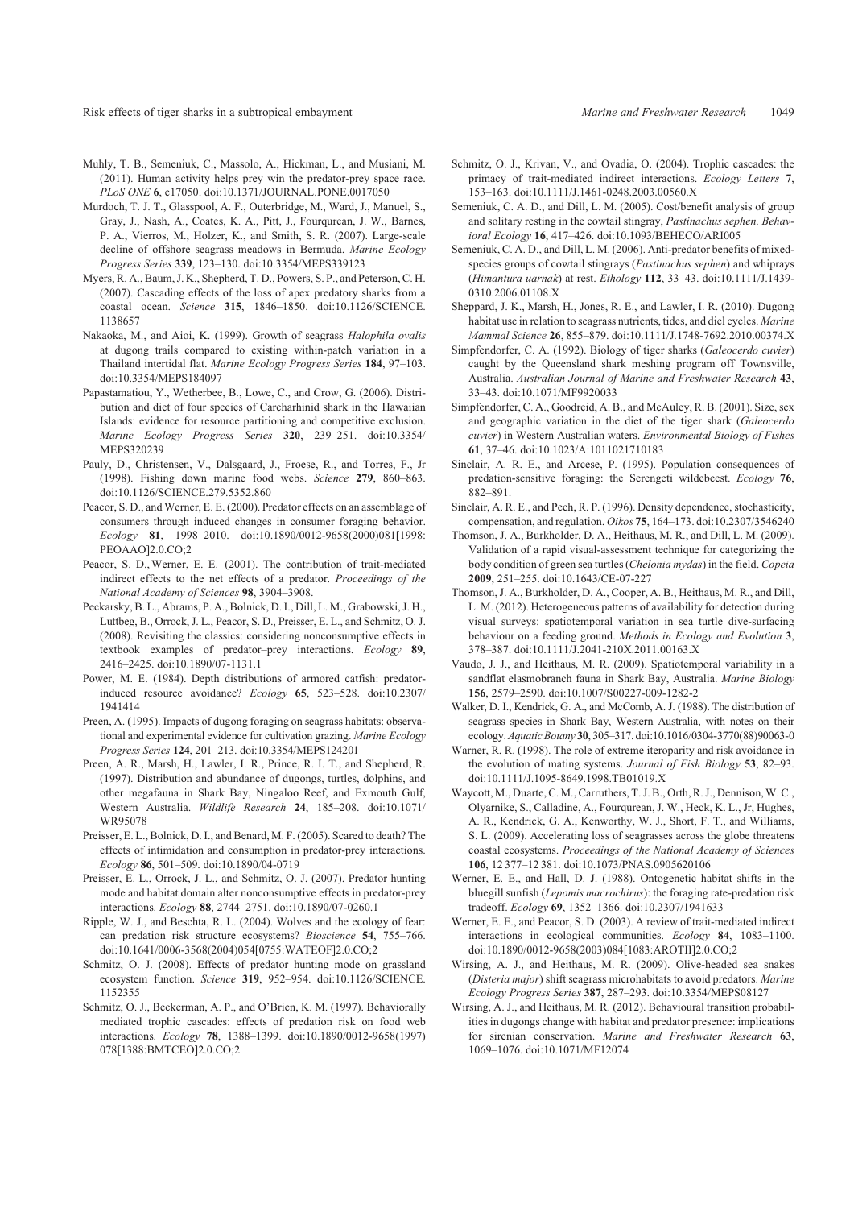Muhly, T. B., Semeniuk, C., Massolo, A., Hickman, L., and Musiani, M. (2011). Human activity helps prey win the predator-prey space race. *PLoS ONE* **6**, e17050. doi:10.1371/JOURNAL.PONE.0017050

Murdoch, T. J. T., Glasspool, A. F., Outerbridge, M., Ward, J., Manuel, S., Gray, J., Nash, A., Coates, K. A., Pitt, J., Fourqurean, J. W., Barnes, P. A., Vierros, M., Holzer, K., and Smith, S. R. (2007). Large-scale decline of offshore seagrass meadows in Bermuda. *Marine Ecology Progress Series* **339**, 123–130. doi:10.3354/MEPS339123

Myers, R. A., Baum, J. K., Shepherd, T. D., Powers, S. P., and Peterson, C. H. (2007). Cascading effects of the loss of apex predatory sharks from a coastal ocean. *Science* **315**, 1846–1850. doi:10.1126/SCIENCE.1138657

Nakaoka, M., and Aioi, K. (1999). Growth of seagrass *Halophila ovalis* at dugong trails compared to existing within-patch variation in a Thailand intertidal flat. *Marine Ecology Progress Series* **184**, 97–103. doi:10.3354/MEPS184097

Papastamatiou, Y., Wetherbee, B., Lowe, C., and Crow, G. (2006). Distribution and diet of four species of Carcharhinid shark in the Hawaiian Islands: evidence for resource partitioning and competitive exclusion. *Marine Ecology Progress Series* **320**, 239–251. doi:10.3354/MEPS320239

Pauly, D., Christensen, V., Dalsgaard, J., Froese, R., and Torres, F., Jr (1998). Fishing down marine food webs. *Science* **279**, 860–863. doi:10.1126/SCIENCE.279.5352.860

Peacor, S. D., and Werner, E. E. (2000). Predator effects on an assemblage of consumers through induced changes in consumer foraging behavior. *Ecology* **81**, 1998–2010. doi:10.1890/0012-9658(2000)081[1998:PEOAAO]2.0.CO;2

Peacor, S. D., Werner, E. E. (2001). The contribution of trait-mediated indirect effects to the net effects of a predator. *Proceedings of the National Academy of Sciences* **98**, 3904–3908.

Peckarsky, B. L., Abrams, P. A., Bolnick, D. I., Dill, L. M., Grabowski, J. H., Luttbeg, B., Orrock, J. L., Peacor, S. D., Preisser, E. L., and Schmitz, O. J. (2008). Revisiting the classics: considering nonconsumptive effects in textbook examples of predator–prey interactions. *Ecology* **89**, 2416–2425. doi:10.1890/07-1131.1

Power, M. E. (1984). Depth distributions of armored catfish: predator-induced resource avoidance? *Ecology* **65**, 523–528. doi:10.2307/1941414

Preen, A. (1995). Impacts of dugong foraging on seagrass habitats: observational and experimental evidence for cultivation grazing. *Marine Ecology Progress Series* **124**, 201–213. doi:10.3354/MEPS124201

Preen, A. R., Marsh, H., Lawler, I. R., Prince, R. I. T., and Shepherd, R. (1997). Distribution and abundance of dugongs, turtles, dolphins, and other megafauna in Shark Bay, Ningaloo Reef, and Exmouth Gulf, Western Australia. *Wildlife Research* **24**, 185–208. doi:10.1071/WR95078

Preisser, E. L., Bolnick, D. I., and Benard, M. F. (2005). Scared to death? The effects of intimidation and consumption in predator-prey interactions. *Ecology* **86**, 501–509. doi:10.1890/04-0719

Preisser, E. L., Orrock, J. L., and Schmitz, O. J. (2007). Predator hunting mode and habitat domain alter nonconsumptive effects in predator-prey interactions. *Ecology* **88**, 2744–2751. doi:10.1890/07-0260.1

Ripple, W. J., and Beschta, R. L. (2004). Wolves and the ecology of fear: can predation risk structure ecosystems? *Bioscience* **54**, 755–766. doi:10.1641/0006-3568(2004)054[0755:WATEOF]2.0.CO;2

Schmitz, O. J. (2008). Effects of predator hunting mode on grassland ecosystem function. *Science* **319**, 952–954. doi:10.1126/SCIENCE.1152355

Schmitz, O. J., Beckerman, A. P., and O'Brien, K. M. (1997). Behaviorally mediated trophic cascades: effects of predation risk on food web interactions. *Ecology* **78**, 1388–1399. doi:10.1890/0012-9658(1997)078[1388:BMTCEO]2.0.CO;2

Schmitz, O. J., Krivan, V., and Ovadia, O. (2004). Trophic cascades: the primacy of trait-mediated indirect interactions. *Ecology Letters* **7**, 153–163. doi:10.1111/J.1461-0248.2003.00560.X

Semeniuk, C. A. D., and Dill, L. M. (2005). Cost/benefit analysis of group and solitary resting in the cowtail stingray, *Pastinachus sephen*. *Behavioral Ecology* **16**, 417–426. doi:10.1093/BEHECO/ARI005

Semeniuk, C. A. D., and Dill, L. M. (2006). Anti-predator benefits of mixed-species groups of cowtail stingrays (*Pastinachus sephen*) and whiprays (*Himantura uarnak*) at rest. *Ethology* **112**, 33–43. doi:10.1111/J.1439-0310.2006.01108.X

Sheppard, J. K., Marsh, H., Jones, R. E., and Lawler, I. R. (2010). Dugong habitat use in relation to seagrass nutrients, tides, and diel cycles. *Marine Mammal Science* **26**, 855–879. doi:10.1111/J.1748-7692.2010.00374.X

Simpfendorfer, C. A. (1992). Biology of tiger sharks (*Galeocerdo cuvier*) caught by the Queensland shark meshing program off Townsville, Australia. *Australian Journal of Marine and Freshwater Research* **43**, 33–43. doi:10.1071/MF9920033

Simpfendorfer, C. A., Goodreid, A. B., and McAuley, R. B. (2001). Size, sex and geographic variation in the diet of the tiger shark (*Galeocerdo cuvier*) in Western Australian waters. *Environmental Biology of Fishes* **61**, 37–46. doi:10.1023/A:1011021710183

Sinclair, A. R. E., and Arcese, P. (1995). Population consequences of predation-sensitive foraging: the Serengeti wildebeest. *Ecology* **76**, 882–891.

Sinclair, A. R. E., and Pech, R. P. (1996). Density dependence, stochasticity, compensation, and regulation. *Oikos* **75**, 164–173. doi:10.2307/3546240

Thomson, J. A., Burkholder, D. A., Heithaus, M. R., and Dill, L. M. (2009). Validation of a rapid visual-assessment technique for categorizing the body condition of green sea turtles (*Chelonia mydas*) in the field. *Copeia* **2009**, 251–255. doi:10.1643/CE-07-227

Thomson, J. A., Burkholder, D. A., Cooper, A. B., Heithaus, M. R., and Dill, L. M. (2012). Heterogeneous patterns of availability for detection during visual surveys: spatiotemporal variation in sea turtle dive-surfacing behaviour on a feeding ground. *Methods in Ecology and Evolution* **3**, 378–387. doi:10.1111/J.2041-210X.2011.00163.X

Vaudo, J. J., and Heithaus, M. R. (2009). Spatiotemporal variability in a sandflat elasmobranch fauna in Shark Bay, Australia. *Marine Biology* **156**, 2579–2590. doi:10.1007/S00227-009-1282-2

Walker, D. I., Kendrick, G. A., and McComb, A. J. (1988). The distribution of seagrass species in Shark Bay, Western Australia, with notes on their ecology. *Aquatic Botany* **30**, 305–317. doi:10.1016/0304-3770(88)90063-0

Warner, R. R. (1998). The role of extreme iteroparity and risk avoidance in the evolution of mating systems. *Journal of Fish Biology* **53**, 82–93. doi:10.1111/J.1095-8649.1998.TB01019.X

Waycott, M., Duarte, C. M., Carruthers, T. J. B., Orth, R. J., Dennison, W. C., Olyarnike, S., Calladine, A., Fourqurean, J. W., Heck, K. L., Jr, Hughes, A. R., Kendrick, G. A., Kenworthy, W. J., Short, F. T., and Williams, S. L. (2009). Accelerating loss of seagrasses across the globe threatens coastal ecosystems. *Proceedings of the National Academy of Sciences* **106**, 12 377–12 381. doi:10.1073/PNAS.0905620106

Werner, E. E., and Hall, D. J. (1988). Ontogenetic habitat shifts in the bluegill sunfish (*Lepomis macrochirus*): the foraging rate-predation risk tradeoff. *Ecology* **69**, 1352–1366. doi:10.2307/1941633

Werner, E. E., and Peacor, S. D. (2003). A review of trait-mediated indirect interactions in ecological communities. *Ecology* **84**, 1083–1100. doi:10.1890/0012-9658(2003)084[1083:AROTII]2.0.CO;2

Wirsing, A. J., and Heithaus, M. R. (2009). Olive-headed sea snakes (*Disteria major*) shift seagrass microhabitats to avoid predators. *Marine Ecology Progress Series* **387**, 287–293. doi:10.3354/MEPS08127

Wirsing, A. J., and Heithaus, M. R. (2012). Behavioural transition probabilities in dugongs change with habitat and predator presence: implications for sirenian conservation. *Marine and Freshwater Research* **63**, 1069–1076. doi:10.1071/MF12074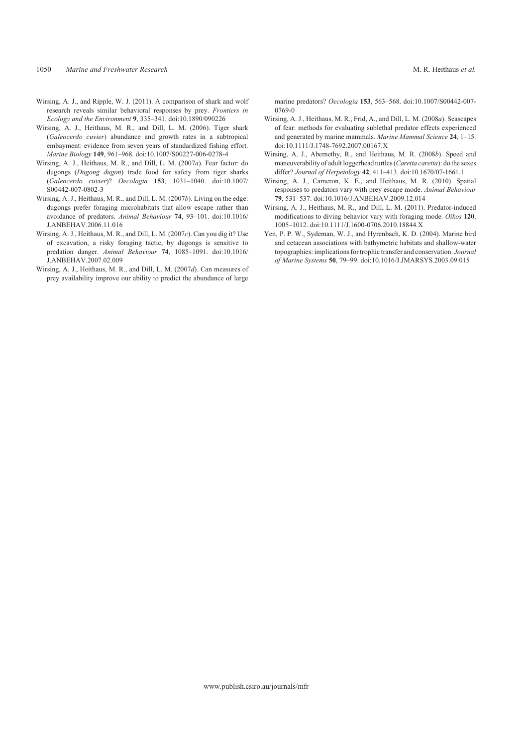Wirsing, A. J., and Ripple, W. J. (2011). A comparison of shark and wolf research reveals similar behavioral responses by prey. *Frontiers in Ecology and the Environment* **9**, 335–341. doi:10.1890/090226

Wirsing, A. J., Heithaus, M. R., and Dill, L. M. (2006). Tiger shark (*Galeocerdo cuvier*) abundance and growth rates in a subtropical embayment: evidence from seven years of standardized fishing effort. *Marine Biology* **149**, 961–968. doi:10.1007/S00227-006-0278-4

Wirsing, A. J., Heithaus, M. R., and Dill, L. M. (2007*a*). Fear factor: do dugongs (*Dugong dugon*) trade food for safety from tiger sharks (*Galeocerdo cuvier*)? *Oecologia* **153**, 1031–1040. doi:10.1007/S00442-007-0802-3

Wirsing, A. J., Heithaus, M. R., and Dill, L. M. (2007*b*). Living on the edge: dugongs prefer foraging microhabitats that allow escape rather than avoidance of predators. *Animal Behaviour* **74**, 93–101. doi:10.1016/J.ANBEHAV.2006.11.016

Wirsing, A. J., Heithaus, M. R., and Dill, L. M. (2007*c*). Can you dig it? Use of excavation, a risky foraging tactic, by dugongs is sensitive to predation danger. *Animal Behaviour* **74**, 1085–1091. doi:10.1016/J.ANBEHAV.2007.02.009

Wirsing, A. J., Heithaus, M. R., and Dill, L. M. (2007*d*). Can measures of prey availability improve our ability to predict the abundance of large marine predators? *Oecologia* **153**, 563–568. doi:10.1007/S00442-007-0769-0

Wirsing, A. J., Heithaus, M. R., Frid, A., and Dill, L. M. (2008*a*). Seascapes of fear: methods for evaluating sublethal predator effects experienced and generated by marine mammals. *Marine Mammal Science* **24**, 1–15. doi:10.1111/J.1748-7692.2007.00167.X

Wirsing, A. J., Abernethy, R., and Heithaus, M. R. (2008*b*). Speed and maneuverability of adult loggerhead turtles (*Caretta caretta*): do the sexes differ? *Journal of Herpetology* **42**, 411–413. doi:10.1670/07-1661.1

Wirsing, A. J., Cameron, K. E., and Heithaus, M. R. (2010). Spatial responses to predators vary with prey escape mode. *Animal Behaviour* **79**, 531–537. doi:10.1016/J.ANBEHAV.2009.12.014

Wirsing, A. J., Heithaus, M. R., and Dill, L. M. (2011). Predator-induced modifications to diving behavior vary with foraging mode. *Oikos* **120**, 1005–1012. doi:10.1111/J.1600-0706.2010.18844.X

Yen, P. P. W., Sydeman, W. J., and Hyrenbach, K. D. (2004). Marine bird and cetacean associations with bathymetric habitats and shallow-water topographies: implications for trophic transfer and conservation. *Journal of Marine Systems* **50**, 79–99. doi:10.1016/J.JMARSYS.2003.09.015